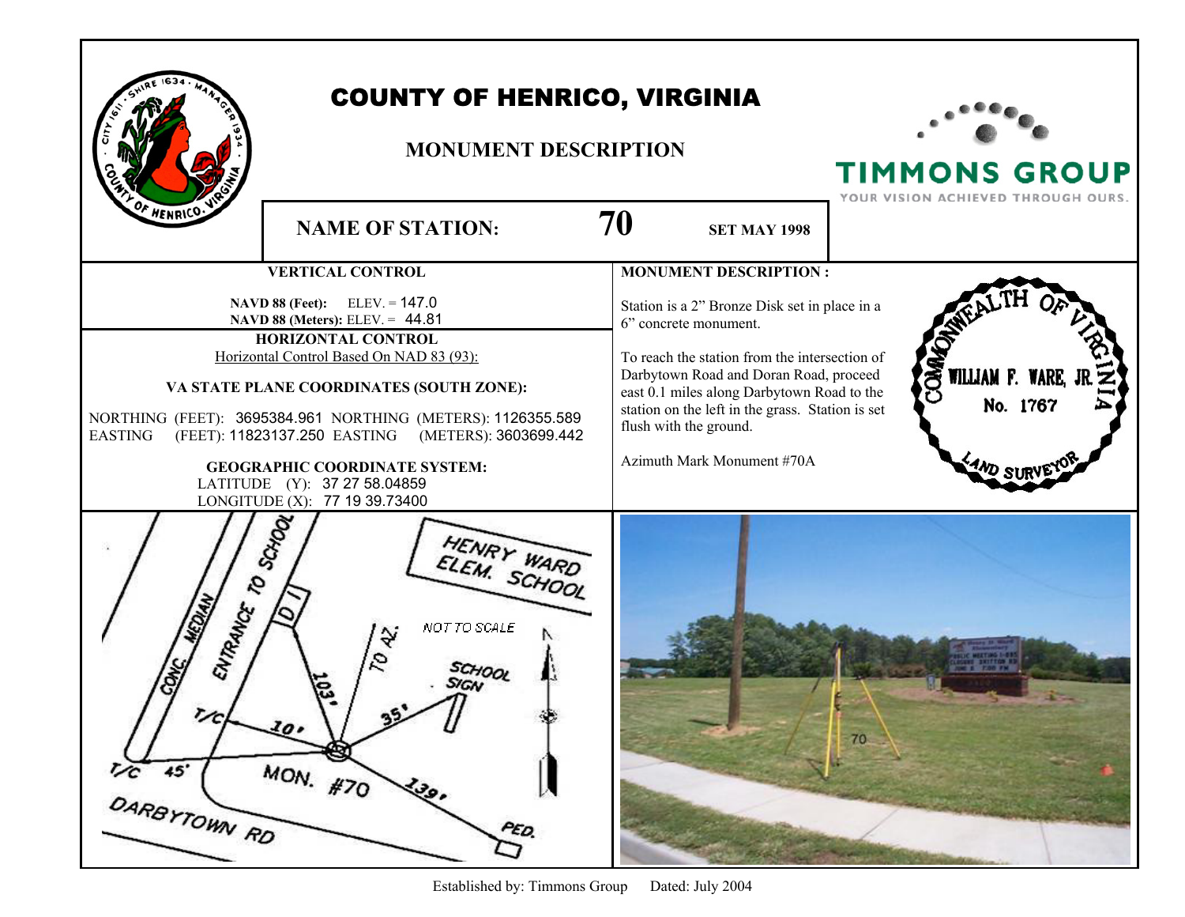# COUNTY OF HENRICO, VIRGINIA

## MONUMENT DESCRIPTION

TIMMONS GROUP
YOUR VISION ACHIEVED THROUGH OURS.

**NAME OF STATION:** **70** **SET MAY 1998**

### VERTICAL CONTROL

**NAVD 88 (Feet):** ELEV. = 147.0
**NAVD 88 (Meters):** ELEV. = 44.81

### HORIZONTAL CONTROL

Horizontal Control Based On NAD 83 (93):

**VA STATE PLANE COORDINATES (SOUTH ZONE):**

NORTHING (FEET): 3695384.961 NORTHING (METERS): 1126355.589
EASTING (FEET): 11823137.250 EASTING (METERS): 3603699.442

**GEOGRAPHIC COORDINATE SYSTEM:**

LATITUDE (Y): 37 27 58.04859
LONGITUDE (X): 77 19 39.73400

### MONUMENT DESCRIPTION :

Station is a 2" Bronze Disk set in place in a 6" concrete monument.

To reach the station from the intersection of Darbytown Road and Doran Road, proceed east 0.1 miles along Darbytown Road to the station on the left in the grass. Station is set flush with the ground.

Azimuth Mark Monument #70A

COMMONWEALTH OF VIRGINIA
WILLIAM F. WARE, JR.
No. 1767
LAND SURVEYOR

Established by: Timmons Group Dated: July 2004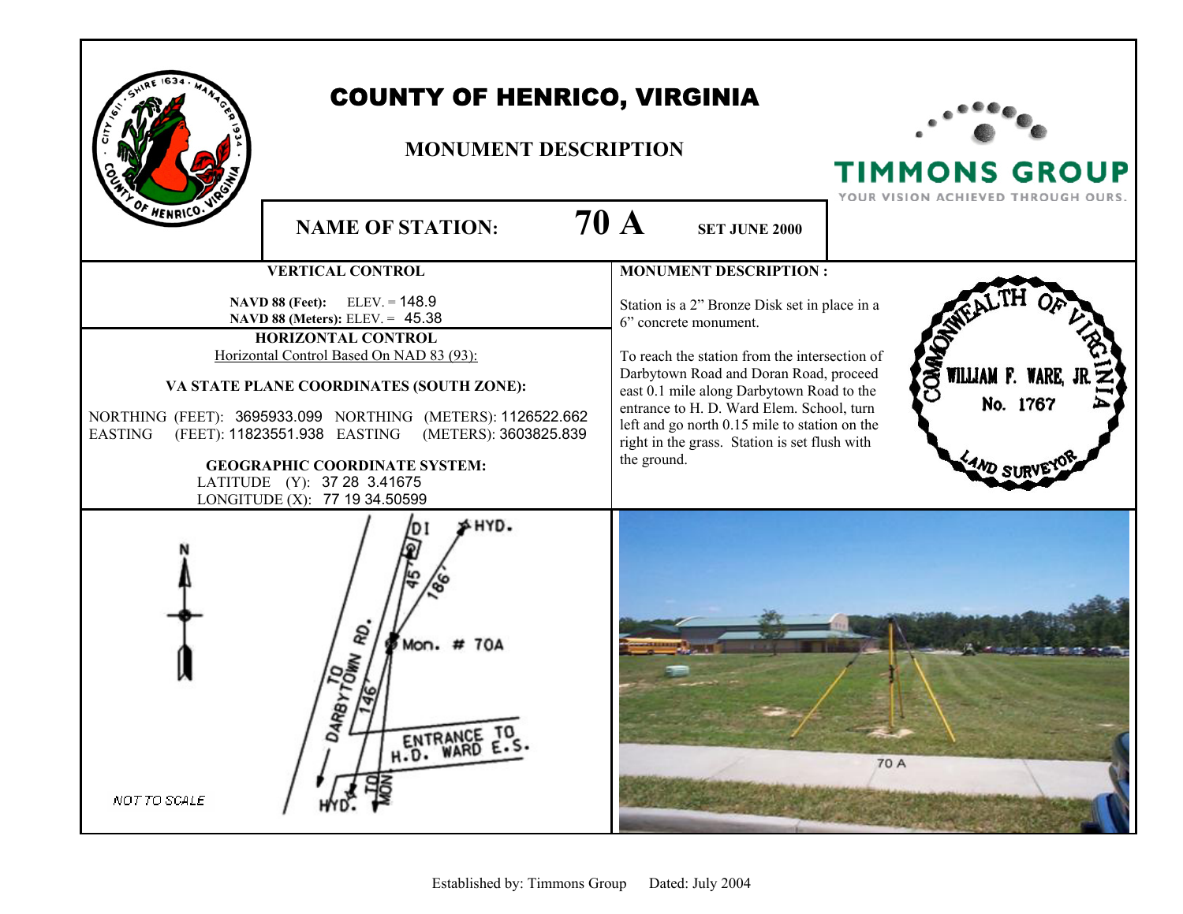# COUNTY OF HENRICO, VIRGINIA

## MONUMENT DESCRIPTION

TIMMONS GROUP
YOUR VISION ACHIEVED THROUGH OURS.

**NAME OF STATION:** **70 A** **SET JUNE 2000**

### VERTICAL CONTROL

**NAVD 88 (Feet):** ELEV. = 148.9
**NAVD 88 (Meters):** ELEV. = 45.38

### HORIZONTAL CONTROL

Horizontal Control Based On NAD 83 (93):

**VA STATE PLANE COORDINATES (SOUTH ZONE):**

NORTHING (FEET): 3695933.099 NORTHING (METERS): 1126522.662
EASTING (FEET): 11823551.938 EASTING (METERS): 3603825.839

**GEOGRAPHIC COORDINATE SYSTEM:**

LATITUDE (Y): 37 28 3.41675
LONGITUDE (X): 77 19 34.50599

### MONUMENT DESCRIPTION :

Station is a 2" Bronze Disk set in place in a 6" concrete monument.

To reach the station from the intersection of Darbytown Road and Doran Road, proceed east 0.1 mile along Darbytown Road to the entrance to H. D. Ward Elem. School, turn left and go north 0.15 mile to station on the right in the grass. Station is set flush with the ground.

COMMONWEALTH OF VIRGINIA
WILLIAM F. WARE, JR.
No. 1767
LAND SURVEYOR

N
DI
HYD.
45'
186'
TO DARBYTOWN RD.
Mon. # 70A
146'
ENTRANCE TO H.D. WARD E.S.
HYD.
TO MON
NOT TO SCALE

70 A

Established by: Timmons Group Dated: July 2004